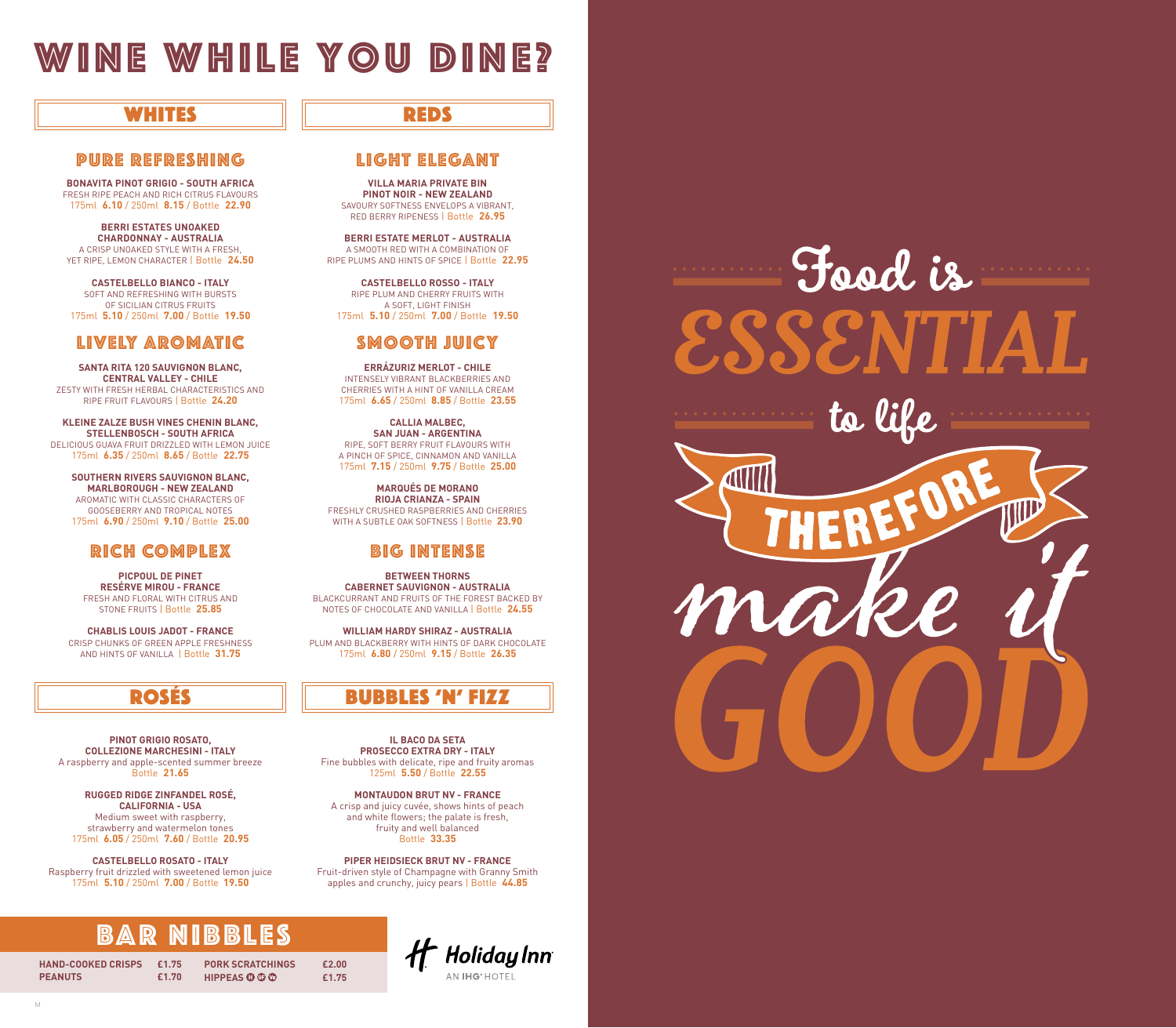# WINE WHILE YOU DINE?

## WHITES

### PURE REFRESHING

**BONAVITA PINOT GRIGIO - SOUTH AFRICA**
FRESH RIPE PEACH AND RICH CITRUS FLAVOURS
175ml **6.10** / 250ml **8.15** / Bottle **22.90**

**BERRI ESTATES UNOAKED CHARDONNAY - AUSTRALIA**
A CRISP UNOAKED STYLE WITH A FRESH, YET RIPE, LEMON CHARACTER | Bottle **24.50**

**CASTELBELLO BIANCO - ITALY**
SOFT AND REFRESHING WITH BURSTS OF SICILIAN CITRUS FRUITS
175ml **5.10** / 250ml **7.00** / Bottle **19.50**

### LIVELY AROMATIC

**SANTA RITA 120 SAUVIGNON BLANC, CENTRAL VALLEY - CHILE**
ZESTY WITH FRESH HERBAL CHARACTERISTICS AND RIPE FRUIT FLAVOURS | Bottle **24.20**

**KLEINE ZALZE BUSH VINES CHENIN BLANC, STELLENBOSCH - SOUTH AFRICA**
DELICIOUS GUAVA FRUIT DRIZZLED WITH LEMON JUICE
175ml **6.35** / 250ml **8.65** / Bottle **22.75**

**SOUTHERN RIVERS SAUVIGNON BLANC, MARLBOROUGH - NEW ZEALAND**
AROMATIC WITH CLASSIC CHARACTERS OF GOOSEBERRY AND TROPICAL NOTES
175ml **6.90** / 250ml **9.10** / Bottle **25.00**

### RICH COMPLEX

**PICPOUL DE PINET RESÉRVE MIROU - FRANCE**
FRESH AND FLORAL WITH CITRUS AND STONE FRUITS | Bottle **25.85**

**CHABLIS LOUIS JADOT - FRANCE**
CRISP CHUNKS OF GREEN APPLE FRESHNESS AND HINTS OF VANILLA | Bottle **31.75**

## REDS

### LIGHT ELEGANT

**VILLA MARIA PRIVATE BIN PINOT NOIR - NEW ZEALAND**
SAVOURY SOFTNESS ENVELOPS A VIBRANT, RED BERRY RIPENESS | Bottle **26.95**

**BERRI ESTATE MERLOT - AUSTRALIA**
A SMOOTH RED WITH A COMBINATION OF RIPE PLUMS AND HINTS OF SPICE | Bottle **22.95**

**CASTELBELLO ROSSO - ITALY**
RIPE PLUM AND CHERRY FRUITS WITH A SOFT, LIGHT FINISH
175ml **5.10** / 250ml **7.00** / Bottle **19.50**

### SMOOTH JUICY

**ERRÁZURIZ MERLOT - CHILE**
INTENSELY VIBRANT BLACKBERRIES AND CHERRIES WITH A HINT OF VANILLA CREAM
175ml **6.65** / 250ml **8.85** / Bottle **23.55**

**CALLIA MALBEC, SAN JUAN - ARGENTINA**
RIPE, SOFT BERRY FRUIT FLAVOURS WITH A PINCH OF SPICE, CINNAMON AND VANILLA
175ml **7.15** / 250ml **9.75** / Bottle **25.00**

**MARQUÉS DE MORANO RIOJA CRIANZA - SPAIN**
FRESHLY CRUSHED RASPBERRIES AND CHERRIES WITH A SUBTLE OAK SOFTNESS | Bottle **23.90**

### BIG INTENSE

**BETWEEN THORNS CABERNET SAUVIGNON - AUSTRALIA**
BLACKCURRANT AND FRUITS OF THE FOREST BACKED BY NOTES OF CHOCOLATE AND VANILLA | Bottle **24.55**

**WILLIAM HARDY SHIRAZ - AUSTRALIA**
PLUM AND BLACKBERRY WITH HINTS OF DARK CHOCOLATE
175ml **6.80** / 250ml **9.15** / Bottle **26.35**

## ROSÉS

**PINOT GRIGIO ROSATO, COLLEZIONE MARCHESINI - ITALY**
A raspberry and apple-scented summer breeze
Bottle **21.65**

**RUGGED RIDGE ZINFANDEL ROSÉ, CALIFORNIA - USA**
Medium sweet with raspberry, strawberry and watermelon tones
175ml **6.05** / 250ml **7.60** / Bottle **20.95**

**CASTELBELLO ROSATO - ITALY**
Raspberry fruit drizzled with sweetened lemon juice
175ml **5.10** / 250ml **7.00** / Bottle **19.50**

## BUBBLES 'N' FIZZ

**IL BACO DA SETA PROSECCO EXTRA DRY - ITALY**
Fine bubbles with delicate, ripe and fruity aromas
125ml **5.50** / Bottle **22.55**

**MONTAUDON BRUT NV - FRANCE**
A crisp and juicy cuvée, shows hints of peach and white flowers; the palate is fresh, fruity and well balanced
Bottle **33.35**

**PIPER HEIDSIECK BRUT NV - FRANCE**
Fruit-driven style of Champagne with Granny Smith apples and crunchy, juicy pears | Bottle **44.85**

## BAR NIBBLES

| | | | |
|---|---|---|---|
| **HAND-COOKED CRISPS** | **£1.75** | **PORK SCRATCHINGS** | **£2.00** |
| **PEANUTS** | **£1.70** | **HIPPEAS** (V) (GF) (VE) | **£1.75** |

Food is ESSENTIAL to life THEREFORE make it GOOD

Holiday Inn
AN IHG® HOTEL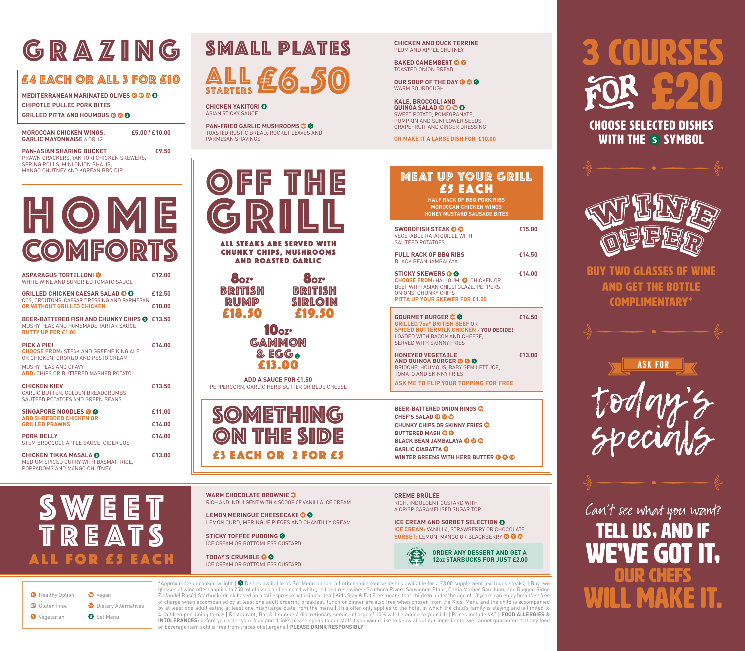# GRAZING

## £4 EACH OR ALL 3 FOR £10

**MEDITERRANEAN MARINATED OLIVES** H GF Ve S
**CHIPOTLE PULLED PORK BITES**
**GRILLED PITTA AND HOUMOUS** H Ve S

**MOROCCAN CHICKEN WINGS, GARLIC MAYONNAISE** 6 OR 12 — £5.00 / £10.00

**PAN-ASIAN SHARING BUCKET** — £9.50
PRAWN CRACKERS, YAKITORI CHICKEN SKEWERS, SPRING ROLLS, MINI ONION BHAJIS, MANGO CHUTNEY AND KOREAN BBQ DIP

# HOME COMFORTS

**ASPARAGUS TORTELLONI** V — £12.00
WHITE WINE AND SUNDRIED TOMATO SAUCE

**GRILLED CHICKEN CAESAR SALAD** H S — £12.50
COS, CROUTONS, CAESAR DRESSING AND PARMESAN
OR WITHOUT GRILLED CHICKEN — £10.00

**BEER-BATTERED FISH AND CHUNKY CHIPS** S — £13.50
MUSHY PEAS AND HOMEMADE TARTAR SAUCE
BUTTY UP FOR £1.00

**PICK A PIE!** — £14.00
CHOOSE FROM: STEAK AND GREENE KING ALE OR CHICKEN, CHORIZO AND PESTO CREAM
MUSHY PEAS AND GRAVY
ADD: CHIPS OR BUTTERED MASHED POTATO

**CHICKEN KIEV** — £13.50
GARLIC BUTTER, GOLDEN BREADCRUMBS, SAUTÉED POTATOES AND GREEN BEANS

**SINGAPORE NOODLES** V S — £11.00
ADD SHREDDED CHICKEN OR GRILLED PRAWNS — £14.00

**PORK BELLY** — £14.00
STEM BROCCOLI, APPLE SAUCE, CIDER JUS

**CHICKEN TIKKA MASALA** S — £13.00
MEDIUM SPICED CURRY WITH BASMATI RICE, POPPADOMS AND MANGO CHUTNEY

# SMALL PLATES

## ALL STARTERS £6.50

**CHICKEN YAKITORI** S
ASIAN STICKY SAUCE

**PAN-FRIED GARLIC MUSHROOMS** DA S
TOASTED RUSTIC BREAD, ROCKET LEAVES AND PARMESAN SHAVINGS

**CHICKEN AND DUCK TERRINE**
PLUM AND APPLE CHUTNEY

**BAKED CAMEMBERT** H V
TOASTED ONION BREAD

**OUR SOUP OF THE DAY** H Ve S
WARM SOURDOUGH

**KALE, BROCCOLI AND QUINOA SALAD** H GF Ve S
SWEET POTATO, POMEGRANATE, PUMPKIN AND SUNFLOWER SEEDS, GRAPEFRUIT AND GINGER DRESSING

OR MAKE IT A LARGE DISH FOR £10.00

# OFF THE GRILL

**ALL STEAKS ARE SERVED WITH CHUNKY CHIPS, MUSHROOMS AND ROASTED GARLIC**

**8oz* BRITISH RUMP** £18.50

**8oz* BRITISH SIRLOIN** £19.50

**10oz* GAMMON & EGG** S £13.00

**ADD A SAUCE FOR £1.50**
PEPPERCORN, GARLIC HERB BUTTER OR BLUE CHEESE

## MEAT UP YOUR GRILL £5 EACH

HALF RACK OF BBQ PORK RIBS
MOROCCAN CHICKEN WINGS
HONEY MUSTARD SAUSAGE BITES

**SWORDFISH STEAK** H GF — £15.00
VEGETABLE RATATOUILLE WITH SAUTÉED POTATOES

**FULL RACK OF BBQ RIBS** — £14.50
BLACK BEAN JAMBALAYA

**STICKY SKEWERS** H S — £14.00
CHOOSE FROM: HALLOUMI V, CHICKEN OR BEEF WITH ASIAN CHILLI GLAZE, PEPPERS, ONIONS, CHUNKY CHIPS
PITTA UP YOUR SKEWER FOR £1.00

**GOURMET BURGER** DA S — £14.50
GRILLED 7oz* BRITISH BEEF OR SPICED BUTTERMILK CHICKEN - YOU DECIDE!
LOADED WITH BACON AND CHEESE, SERVED WITH SKINNY FRIES

**HONEYED VEGETABLE AND QUINOA BURGER** H V S — £13.00
BRIOCHE, HOUMOUS, BABY GEM LETTUCE, TOMATO AND SKINNY FRIES
ASK ME TO FLIP YOUR TOPPING FOR FREE

# SOMETHING ON THE SIDE

## £3 EACH OR 2 FOR £5

**BEER-BATTERED ONION RINGS** Ve
**CHEF'S SALAD** H GF Ve
**CHUNKY CHIPS OR SKINNY FRIES** Ve
**BUTTERED MASH** GF V
**BLACK BEAN JAMBALAYA** H GF Ve
**GARLIC CIABATTA** V
**WINTER GREENS WITH HERB BUTTER** H V DA

# SWEET TREATS

## ALL FOR £5 EACH

**WARM CHOCOLATE BROWNIE** DA
RICH AND INDULGENT WITH A SCOOP OF VANILLA ICE CREAM

**LEMON MERINGUE CHEESECAKE** DA S
LEMON CURD, MERINGUE PIECES AND CHANTILLY CREAM

**STICKY TOFFEE PUDDING** S
ICE CREAM OR BOTTOMLESS CUSTARD

**TODAY'S CRUMBLE** V S
ICE CREAM OR BOTTOMLESS CUSTARD

**CRÈME BRÛLÉE**
RICH, INDULGENT CUSTARD WITH A CRISP CARAMELISED SUGAR TOP

**ICE CREAM AND SORBET SELECTION** S
ICE CREAM: VANILLA, STRAWBERRY OR CHOCOLATE
SORBET: LEMON, MANGO OR BLACKBERRY H V Ve

**ORDER ANY DESSERT AND GET A 12oz STARBUCKS FOR JUST £2.00**

# 3 COURSES FOR £20

**CHOOSE SELECTED DISHES WITH THE S SYMBOL**

# WINE OFFER

**BUY TWO GLASSES OF WINE AND GET THE BOTTLE COMPLIMENTARY***

**ASK FOR today's specials**

*Can't see what you want?*
**TELL US, AND IF WE'VE GOT IT, OUR CHEFS WILL MAKE IT.**

H Healthy Option
GF Gluten Free
V Vegetarian
Ve Vegan
DA Dietary Alternatives
S Set Menu

*Approximate uncooked weight | S Dishes available as Set Menu option, all other main course dishes available for a £3.00 supplement (excludes steaks) | Buy two glasses of wine offer: applies to 250 ml glasses and selected white, red and rosé wines: Southern Rivers Sauvignon Blanc, Callia Malbec San Juan, and Rugged Ridge Zinfandel Rosé | Starbucks drink based on a tall espresso hot drink or tea | Kids Stay & Eat Free means that children under the age of 13 years can enjoy breakfast free of charge when accompanied by at least one adult ordering breakfast, lunch or dinner are also free when chosen from the Kids' Menu and the child is accompanied by at least one adult eating at least one main/large plate from the menu | This offer only applies to the hotel in which the child's family is staying and is limited to 4 children per dining family | Restaurant, Bar & Lounge: A discretionary service charge of 10% will be added to your bill | Prices include VAT | **FOOD ALLERGIES & INTOLERANCES:** before you order your food and drinks please speak to our staff if you would like to know about our ingredients; we cannot guarantee that any food or beverage item sold is free from traces of allergens | **PLEASE DRINK RESPONSIBLY**